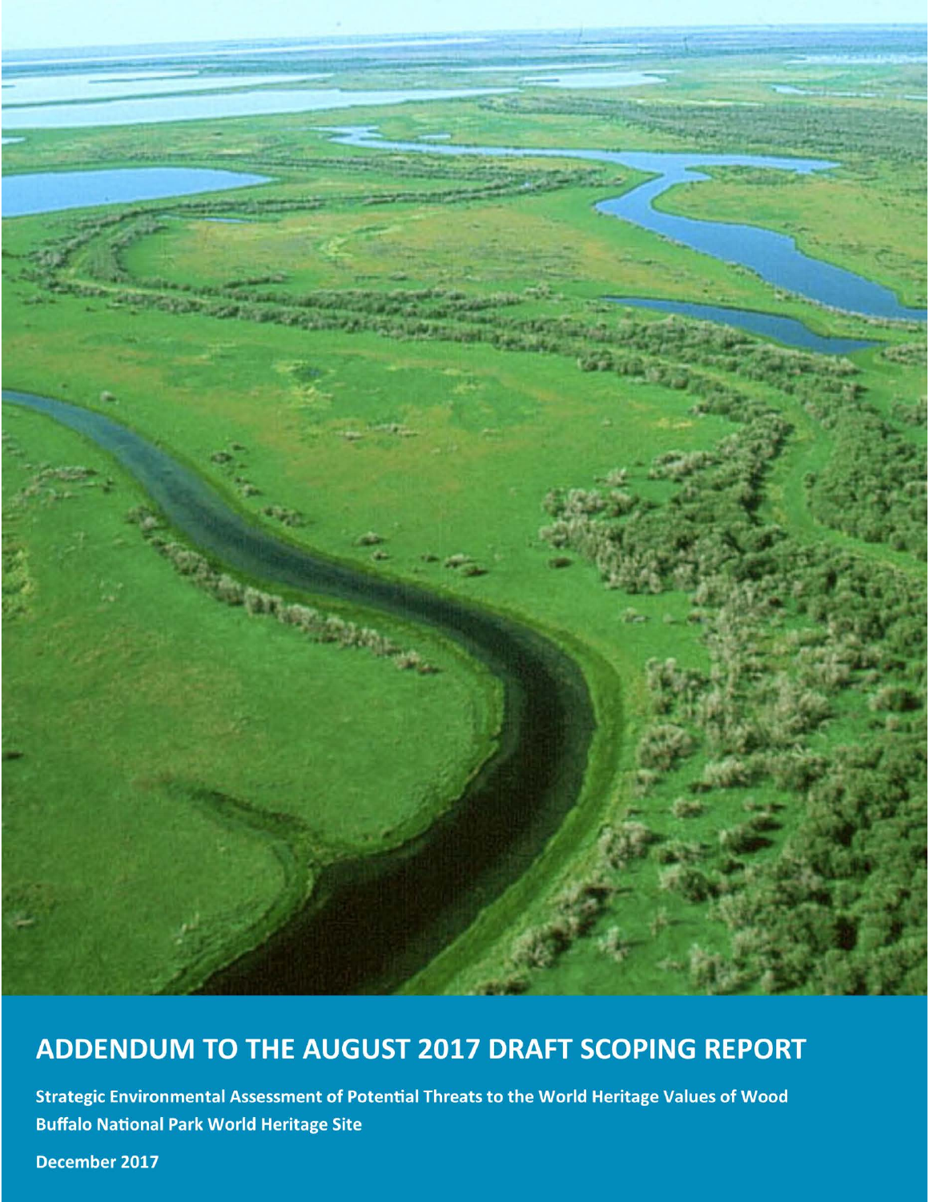# ADDENDUM TO THE AUGUST 2017 DRAFT SCOPING REPORT

**Strategic Environmental Assessment of Potential Threats to the World Heritage Values of Wood Buffalo National Park World Heritage Site**

**December 2017**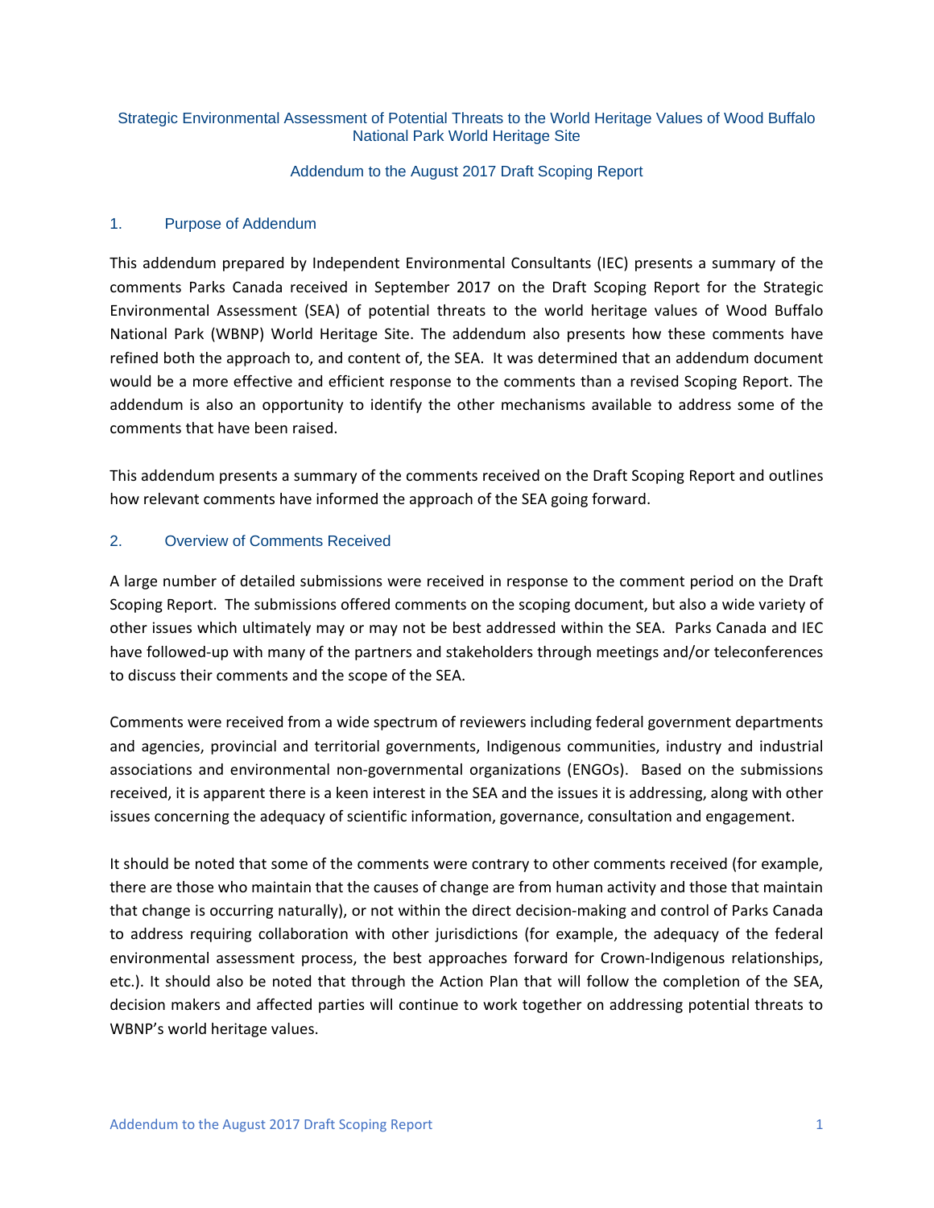Strategic Environmental Assessment of Potential Threats to the World Heritage Values of Wood Buffalo National Park World Heritage Site

Addendum to the August 2017 Draft Scoping Report

## 1. Purpose of Addendum

This addendum prepared by Independent Environmental Consultants (IEC) presents a summary of the comments Parks Canada received in September 2017 on the Draft Scoping Report for the Strategic Environmental Assessment (SEA) of potential threats to the world heritage values of Wood Buffalo National Park (WBNP) World Heritage Site. The addendum also presents how these comments have refined both the approach to, and content of, the SEA. It was determined that an addendum document would be a more effective and efficient response to the comments than a revised Scoping Report. The addendum is also an opportunity to identify the other mechanisms available to address some of the comments that have been raised.

This addendum presents a summary of the comments received on the Draft Scoping Report and outlines how relevant comments have informed the approach of the SEA going forward.

## 2. Overview of Comments Received

A large number of detailed submissions were received in response to the comment period on the Draft Scoping Report. The submissions offered comments on the scoping document, but also a wide variety of other issues which ultimately may or may not be best addressed within the SEA. Parks Canada and IEC have followed-up with many of the partners and stakeholders through meetings and/or teleconferences to discuss their comments and the scope of the SEA.

Comments were received from a wide spectrum of reviewers including federal government departments and agencies, provincial and territorial governments, Indigenous communities, industry and industrial associations and environmental non-governmental organizations (ENGOs). Based on the submissions received, it is apparent there is a keen interest in the SEA and the issues it is addressing, along with other issues concerning the adequacy of scientific information, governance, consultation and engagement.

It should be noted that some of the comments were contrary to other comments received (for example, there are those who maintain that the causes of change are from human activity and those that maintain that change is occurring naturally), or not within the direct decision-making and control of Parks Canada to address requiring collaboration with other jurisdictions (for example, the adequacy of the federal environmental assessment process, the best approaches forward for Crown-Indigenous relationships, etc.). It should also be noted that through the Action Plan that will follow the completion of the SEA, decision makers and affected parties will continue to work together on addressing potential threats to WBNP's world heritage values.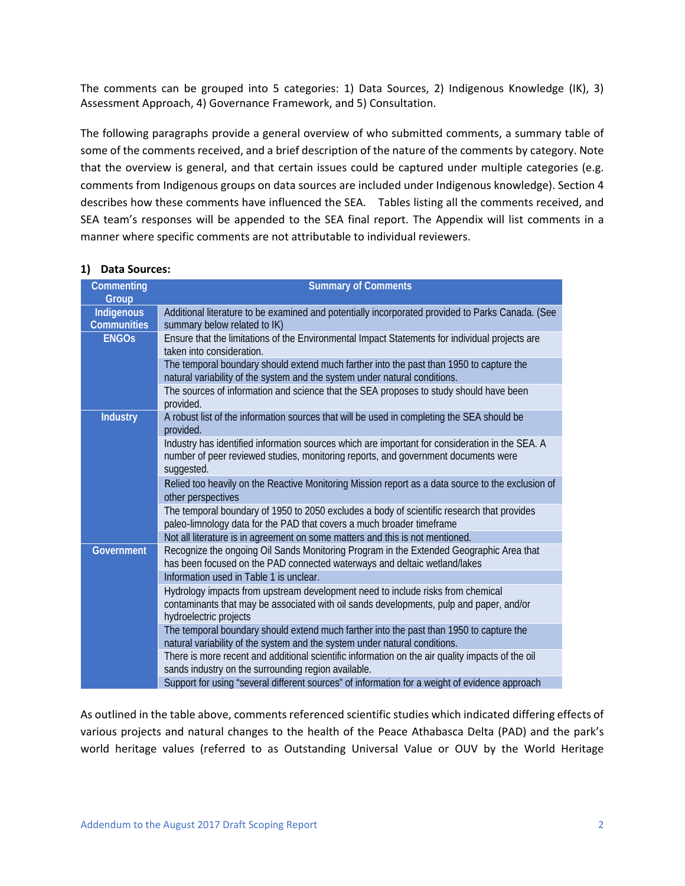The comments can be grouped into 5 categories: 1) Data Sources, 2) Indigenous Knowledge (IK), 3) Assessment Approach, 4) Governance Framework, and 5) Consultation.

The following paragraphs provide a general overview of who submitted comments, a summary table of some of the comments received, and a brief description of the nature of the comments by category. Note that the overview is general, and that certain issues could be captured under multiple categories (e.g. comments from Indigenous groups on data sources are included under Indigenous knowledge). Section 4 describes how these comments have influenced the SEA. Tables listing all the comments received, and SEA team's responses will be appended to the SEA final report. The Appendix will list comments in a manner where specific comments are not attributable to individual reviewers.

**1) Data Sources:**

| Commenting Group | Summary of Comments |
|---|---|
| Indigenous Communities | Additional literature to be examined and potentially incorporated provided to Parks Canada. (See summary below related to IK) |
| ENGOs | Ensure that the limitations of the Environmental Impact Statements for individual projects are taken into consideration. |
| | The temporal boundary should extend much farther into the past than 1950 to capture the natural variability of the system and the system under natural conditions. |
| | The sources of information and science that the SEA proposes to study should have been provided. |
| Industry | A robust list of the information sources that will be used in completing the SEA should be provided. |
| | Industry has identified information sources which are important for consideration in the SEA. A number of peer reviewed studies, monitoring reports, and government documents were suggested. |
| | Relied too heavily on the Reactive Monitoring Mission report as a data source to the exclusion of other perspectives |
| | The temporal boundary of 1950 to 2050 excludes a body of scientific research that provides paleo-limnology data for the PAD that covers a much broader timeframe |
| | Not all literature is in agreement on some matters and this is not mentioned. |
| Government | Recognize the ongoing Oil Sands Monitoring Program in the Extended Geographic Area that has been focused on the PAD connected waterways and deltaic wetland/lakes |
| | Information used in Table 1 is unclear. |
| | Hydrology impacts from upstream development need to include risks from chemical contaminants that may be associated with oil sands developments, pulp and paper, and/or hydroelectric projects |
| | The temporal boundary should extend much farther into the past than 1950 to capture the natural variability of the system and the system under natural conditions. |
| | There is more recent and additional scientific information on the air quality impacts of the oil sands industry on the surrounding region available. |
| | Support for using "several different sources" of information for a weight of evidence approach |

As outlined in the table above, comments referenced scientific studies which indicated differing effects of various projects and natural changes to the health of the Peace Athabasca Delta (PAD) and the park's world heritage values (referred to as Outstanding Universal Value or OUV by the World Heritage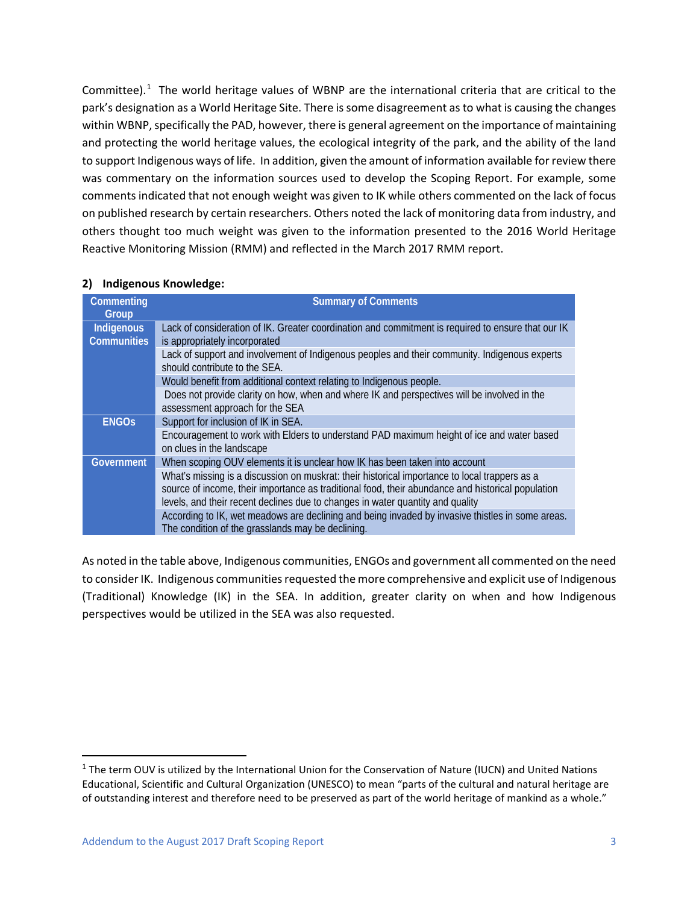Committee).[1] The world heritage values of WBNP are the international criteria that are critical to the park's designation as a World Heritage Site. There is some disagreement as to what is causing the changes within WBNP, specifically the PAD, however, there is general agreement on the importance of maintaining and protecting the world heritage values, the ecological integrity of the park, and the ability of the land to support Indigenous ways of life. In addition, given the amount of information available for review there was commentary on the information sources used to develop the Scoping Report. For example, some comments indicated that not enough weight was given to IK while others commented on the lack of focus on published research by certain researchers. Others noted the lack of monitoring data from industry, and others thought too much weight was given to the information presented to the 2016 World Heritage Reactive Monitoring Mission (RMM) and reflected in the March 2017 RMM report.

**2) Indigenous Knowledge:**

| Commenting Group | Summary of Comments |
|---|---|
| Indigenous Communities | Lack of consideration of IK. Greater coordination and commitment is required to ensure that our IK is appropriately incorporated |
| | Lack of support and involvement of Indigenous peoples and their community. Indigenous experts should contribute to the SEA. |
| | Would benefit from additional context relating to Indigenous people. |
| | Does not provide clarity on how, when and where IK and perspectives will be involved in the assessment approach for the SEA |
| ENGOs | Support for inclusion of IK in SEA. |
| | Encouragement to work with Elders to understand PAD maximum height of ice and water based on clues in the landscape |
| Government | When scoping OUV elements it is unclear how IK has been taken into account |
| | What's missing is a discussion on muskrat: their historical importance to local trappers as a source of income, their importance as traditional food, their abundance and historical population levels, and their recent declines due to changes in water quantity and quality |
| | According to IK, wet meadows are declining and being invaded by invasive thistles in some areas. The condition of the grasslands may be declining. |

As noted in the table above, Indigenous communities, ENGOs and government all commented on the need to consider IK. Indigenous communities requested the more comprehensive and explicit use of Indigenous (Traditional) Knowledge (IK) in the SEA. In addition, greater clarity on when and how Indigenous perspectives would be utilized in the SEA was also requested.

[1] The term OUV is utilized by the International Union for the Conservation of Nature (IUCN) and United Nations Educational, Scientific and Cultural Organization (UNESCO) to mean "parts of the cultural and natural heritage are of outstanding interest and therefore need to be preserved as part of the world heritage of mankind as a whole."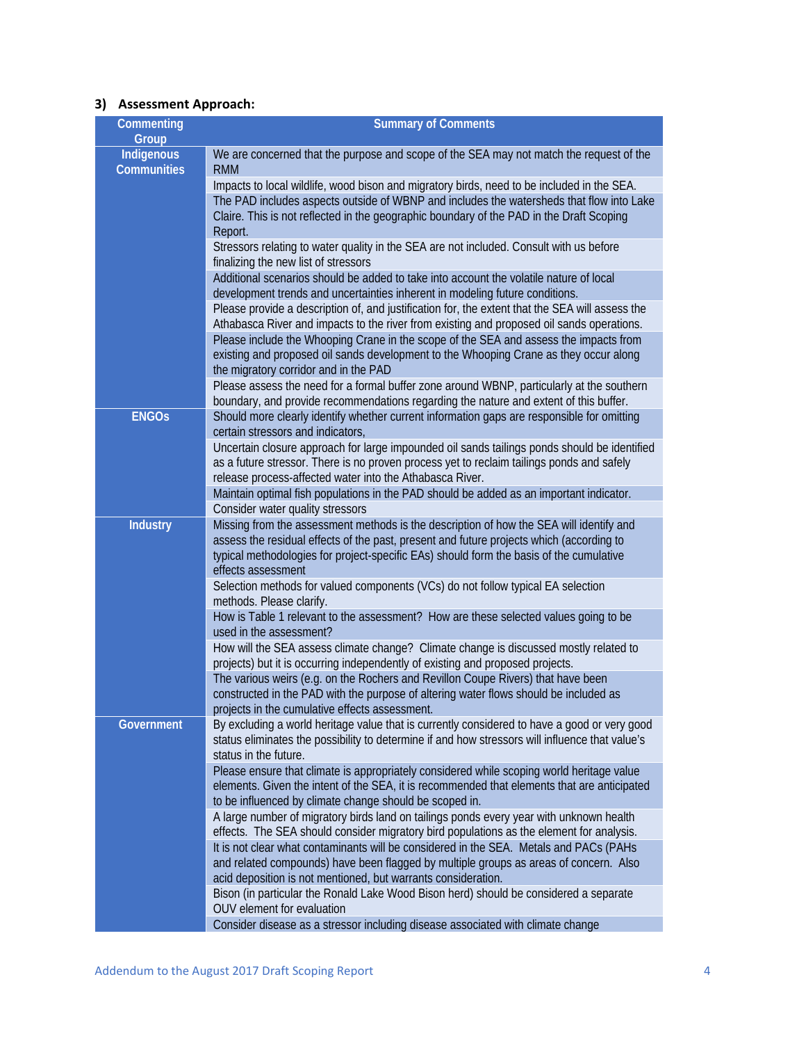### 3) Assessment Approach:

| Commenting Group | Summary of Comments |
|---|---|
| Indigenous Communities | We are concerned that the purpose and scope of the SEA may not match the request of the RMM |
| | Impacts to local wildlife, wood bison and migratory birds, need to be included in the SEA. |
| | The PAD includes aspects outside of WBNP and includes the watersheds that flow into Lake Claire. This is not reflected in the geographic boundary of the PAD in the Draft Scoping Report. |
| | Stressors relating to water quality in the SEA are not included. Consult with us before finalizing the new list of stressors |
| | Additional scenarios should be added to take into account the volatile nature of local development trends and uncertainties inherent in modeling future conditions. |
| | Please provide a description of, and justification for, the extent that the SEA will assess the Athabasca River and impacts to the river from existing and proposed oil sands operations. |
| | Please include the Whooping Crane in the scope of the SEA and assess the impacts from existing and proposed oil sands development to the Whooping Crane as they occur along the migratory corridor and in the PAD |
| | Please assess the need for a formal buffer zone around WBNP, particularly at the southern boundary, and provide recommendations regarding the nature and extent of this buffer. |
| ENGOs | Should more clearly identify whether current information gaps are responsible for omitting certain stressors and indicators, |
| | Uncertain closure approach for large impounded oil sands tailings ponds should be identified as a future stressor. There is no proven process yet to reclaim tailings ponds and safely release process-affected water into the Athabasca River. |
| | Maintain optimal fish populations in the PAD should be added as an important indicator. |
| | Consider water quality stressors |
| Industry | Missing from the assessment methods is the description of how the SEA will identify and assess the residual effects of the past, present and future projects which (according to typical methodologies for project-specific EAs) should form the basis of the cumulative effects assessment |
| | Selection methods for valued components (VCs) do not follow typical EA selection methods. Please clarify. |
| | How is Table 1 relevant to the assessment? How are these selected values going to be used in the assessment? |
| | How will the SEA assess climate change? Climate change is discussed mostly related to projects) but it is occurring independently of existing and proposed projects. |
| | The various weirs (e.g. on the Rochers and Revillon Coupe Rivers) that have been constructed in the PAD with the purpose of altering water flows should be included as projects in the cumulative effects assessment. |
| Government | By excluding a world heritage value that is currently considered to have a good or very good status eliminates the possibility to determine if and how stressors will influence that value's status in the future. |
| | Please ensure that climate is appropriately considered while scoping world heritage value elements. Given the intent of the SEA, it is recommended that elements that are anticipated to be influenced by climate change should be scoped in. |
| | A large number of migratory birds land on tailings ponds every year with unknown health effects. The SEA should consider migratory bird populations as the element for analysis. |
| | It is not clear what contaminants will be considered in the SEA. Metals and PACs (PAHs and related compounds) have been flagged by multiple groups as areas of concern. Also acid deposition is not mentioned, but warrants consideration. |
| | Bison (in particular the Ronald Lake Wood Bison herd) should be considered a separate OUV element for evaluation |
| | Consider disease as a stressor including disease associated with climate change |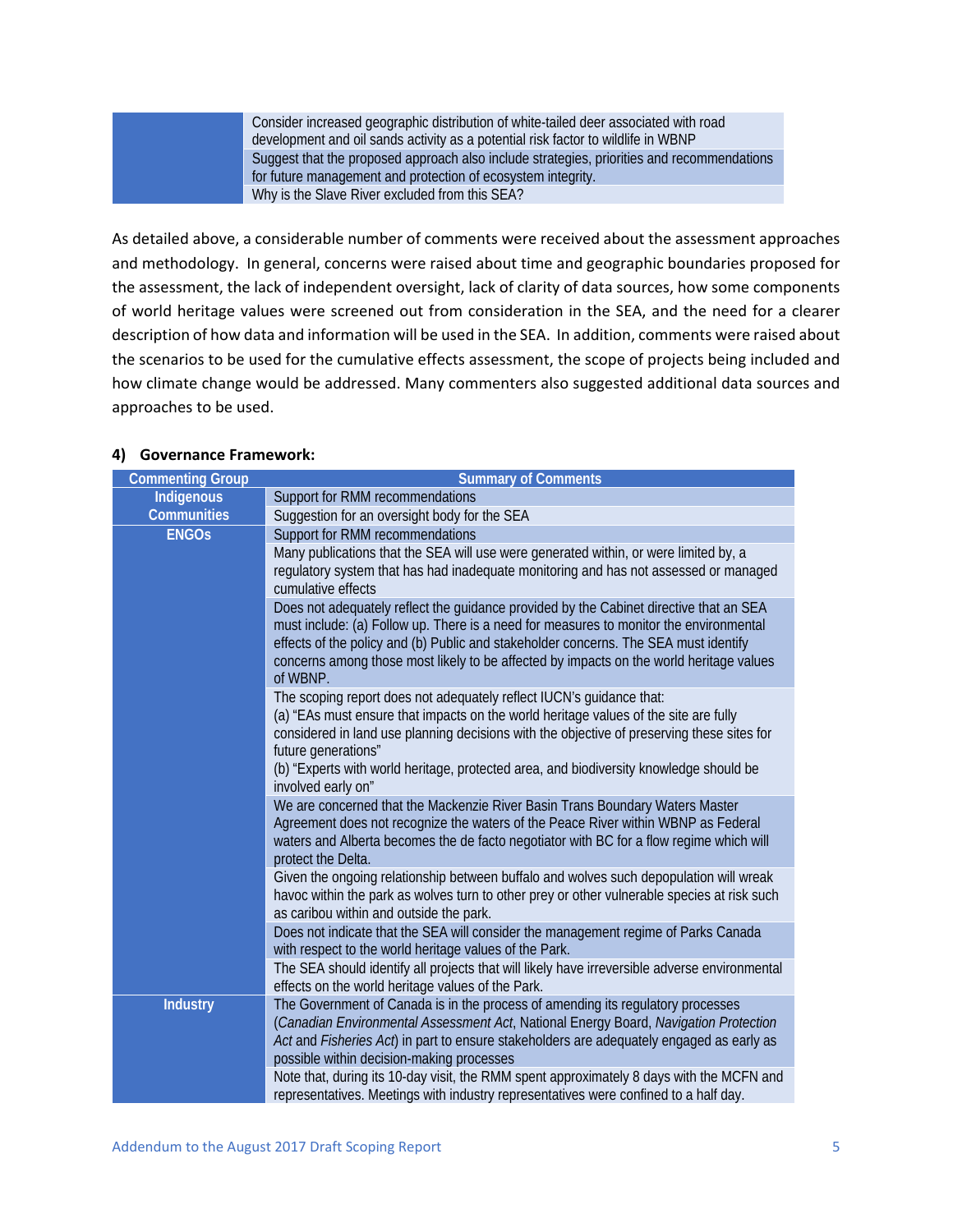| | |
|---|---|
| | Consider increased geographic distribution of white-tailed deer associated with road development and oil sands activity as a potential risk factor to wildlife in WBNP |
| | Suggest that the proposed approach also include strategies, priorities and recommendations for future management and protection of ecosystem integrity. |
| | Why is the Slave River excluded from this SEA? |

As detailed above, a considerable number of comments were received about the assessment approaches and methodology. In general, concerns were raised about time and geographic boundaries proposed for the assessment, the lack of independent oversight, lack of clarity of data sources, how some components of world heritage values were screened out from consideration in the SEA, and the need for a clearer description of how data and information will be used in the SEA. In addition, comments were raised about the scenarios to be used for the cumulative effects assessment, the scope of projects being included and how climate change would be addressed. Many commenters also suggested additional data sources and approaches to be used.

### 4) Governance Framework:

| Commenting Group | Summary of Comments |
|---|---|
| Indigenous Communities | Support for RMM recommendations |
| | Suggestion for an oversight body for the SEA |
| ENGOs | Support for RMM recommendations |
| | Many publications that the SEA will use were generated within, or were limited by, a regulatory system that has had inadequate monitoring and has not assessed or managed cumulative effects |
| | Does not adequately reflect the guidance provided by the Cabinet directive that an SEA must include: (a) Follow up. There is a need for measures to monitor the environmental effects of the policy and (b) Public and stakeholder concerns. The SEA must identify concerns among those most likely to be affected by impacts on the world heritage values of WBNP. |
| | The scoping report does not adequately reflect IUCN's guidance that: (a) "EAs must ensure that impacts on the world heritage values of the site are fully considered in land use planning decisions with the objective of preserving these sites for future generations" (b) "Experts with world heritage, protected area, and biodiversity knowledge should be involved early on" |
| | We are concerned that the Mackenzie River Basin Trans Boundary Waters Master Agreement does not recognize the waters of the Peace River within WBNP as Federal waters and Alberta becomes the de facto negotiator with BC for a flow regime which will protect the Delta. |
| | Given the ongoing relationship between buffalo and wolves such depopulation will wreak havoc within the park as wolves turn to other prey or other vulnerable species at risk such as caribou within and outside the park. |
| | Does not indicate that the SEA will consider the management regime of Parks Canada with respect to the world heritage values of the Park. |
| | The SEA should identify all projects that will likely have irreversible adverse environmental effects on the world heritage values of the Park. |
| Industry | The Government of Canada is in the process of amending its regulatory processes (*Canadian Environmental Assessment Act*, National Energy Board, *Navigation Protection Act* and *Fisheries Act*) in part to ensure stakeholders are adequately engaged as early as possible within decision-making processes |
| | Note that, during its 10-day visit, the RMM spent approximately 8 days with the MCFN and representatives. Meetings with industry representatives were confined to a half day. |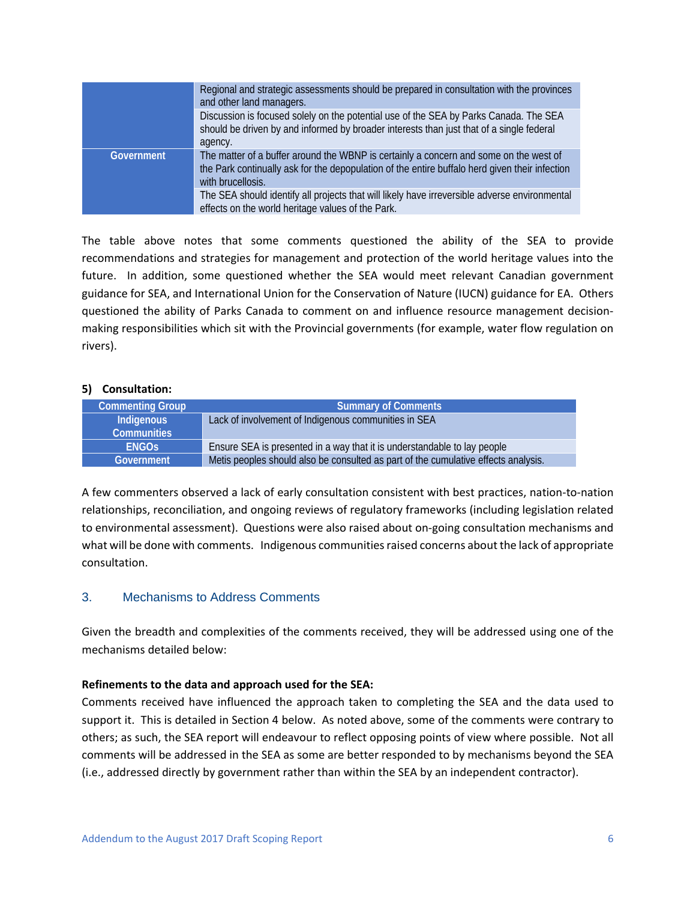| | |
|---|---|
| | Regional and strategic assessments should be prepared in consultation with the provinces and other land managers. |
| | Discussion is focused solely on the potential use of the SEA by Parks Canada. The SEA should be driven by and informed by broader interests than just that of a single federal agency. |
| Government | The matter of a buffer around the WBNP is certainly a concern and some on the west of the Park continually ask for the depopulation of the entire buffalo herd given their infection with brucellosis. |
| | The SEA should identify all projects that will likely have irreversible adverse environmental effects on the world heritage values of the Park. |

The table above notes that some comments questioned the ability of the SEA to provide recommendations and strategies for management and protection of the world heritage values into the future. In addition, some questioned whether the SEA would meet relevant Canadian government guidance for SEA, and International Union for the Conservation of Nature (IUCN) guidance for EA. Others questioned the ability of Parks Canada to comment on and influence resource management decision-making responsibilities which sit with the Provincial governments (for example, water flow regulation on rivers).

**5) Consultation:**

| Commenting Group | Summary of Comments |
|---|---|
| Indigenous Communities | Lack of involvement of Indigenous communities in SEA |
| ENGOs | Ensure SEA is presented in a way that it is understandable to lay people |
| Government | Metis peoples should also be consulted as part of the cumulative effects analysis. |

A few commenters observed a lack of early consultation consistent with best practices, nation-to-nation relationships, reconciliation, and ongoing reviews of regulatory frameworks (including legislation related to environmental assessment). Questions were also raised about on-going consultation mechanisms and what will be done with comments. Indigenous communities raised concerns about the lack of appropriate consultation.

## 3. Mechanisms to Address Comments

Given the breadth and complexities of the comments received, they will be addressed using one of the mechanisms detailed below:

**Refinements to the data and approach used for the SEA:**
Comments received have influenced the approach taken to completing the SEA and the data used to support it. This is detailed in Section 4 below. As noted above, some of the comments were contrary to others; as such, the SEA report will endeavour to reflect opposing points of view where possible. Not all comments will be addressed in the SEA as some are better responded to by mechanisms beyond the SEA (i.e., addressed directly by government rather than within the SEA by an independent contractor).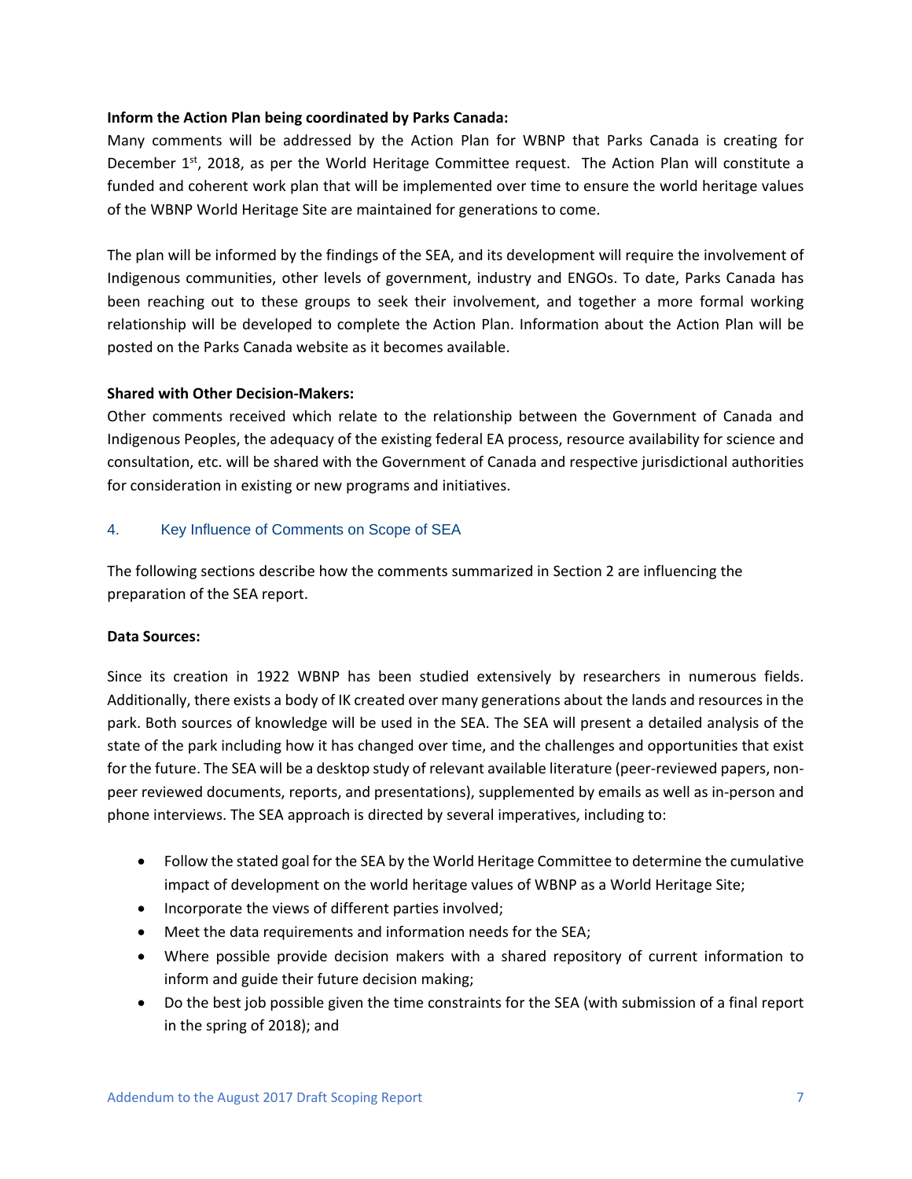**Inform the Action Plan being coordinated by Parks Canada:**
Many comments will be addressed by the Action Plan for WBNP that Parks Canada is creating for December 1st, 2018, as per the World Heritage Committee request. The Action Plan will constitute a funded and coherent work plan that will be implemented over time to ensure the world heritage values of the WBNP World Heritage Site are maintained for generations to come.

The plan will be informed by the findings of the SEA, and its development will require the involvement of Indigenous communities, other levels of government, industry and ENGOs. To date, Parks Canada has been reaching out to these groups to seek their involvement, and together a more formal working relationship will be developed to complete the Action Plan. Information about the Action Plan will be posted on the Parks Canada website as it becomes available.

**Shared with Other Decision-Makers:**
Other comments received which relate to the relationship between the Government of Canada and Indigenous Peoples, the adequacy of the existing federal EA process, resource availability for science and consultation, etc. will be shared with the Government of Canada and respective jurisdictional authorities for consideration in existing or new programs and initiatives.

## 4. Key Influence of Comments on Scope of SEA

The following sections describe how the comments summarized in Section 2 are influencing the preparation of the SEA report.

**Data Sources:**

Since its creation in 1922 WBNP has been studied extensively by researchers in numerous fields. Additionally, there exists a body of IK created over many generations about the lands and resources in the park. Both sources of knowledge will be used in the SEA. The SEA will present a detailed analysis of the state of the park including how it has changed over time, and the challenges and opportunities that exist for the future. The SEA will be a desktop study of relevant available literature (peer-reviewed papers, non-peer reviewed documents, reports, and presentations), supplemented by emails as well as in-person and phone interviews. The SEA approach is directed by several imperatives, including to:

- Follow the stated goal for the SEA by the World Heritage Committee to determine the cumulative impact of development on the world heritage values of WBNP as a World Heritage Site;
- Incorporate the views of different parties involved;
- Meet the data requirements and information needs for the SEA;
- Where possible provide decision makers with a shared repository of current information to inform and guide their future decision making;
- Do the best job possible given the time constraints for the SEA (with submission of a final report in the spring of 2018); and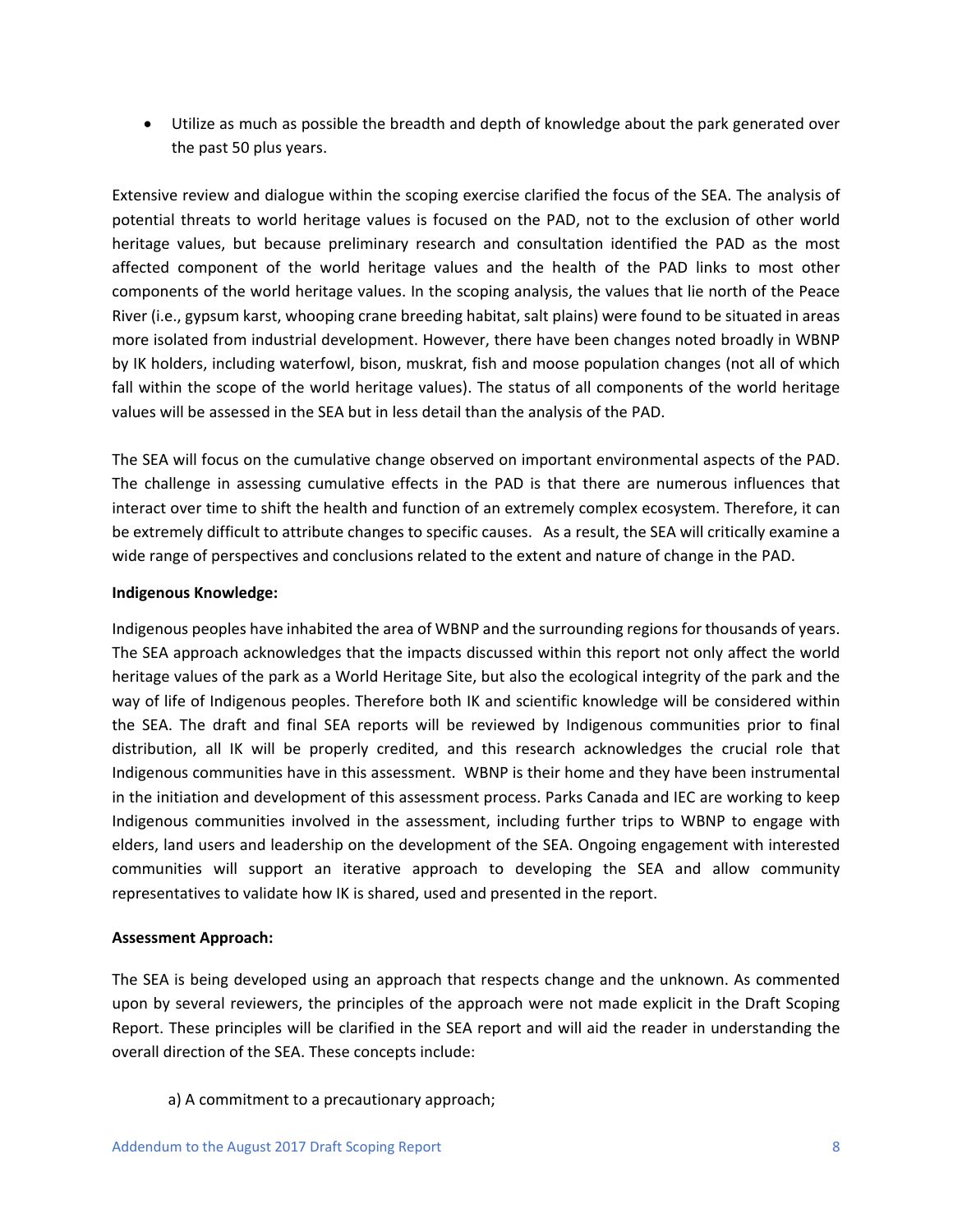- Utilize as much as possible the breadth and depth of knowledge about the park generated over the past 50 plus years.

Extensive review and dialogue within the scoping exercise clarified the focus of the SEA. The analysis of potential threats to world heritage values is focused on the PAD, not to the exclusion of other world heritage values, but because preliminary research and consultation identified the PAD as the most affected component of the world heritage values and the health of the PAD links to most other components of the world heritage values. In the scoping analysis, the values that lie north of the Peace River (i.e., gypsum karst, whooping crane breeding habitat, salt plains) were found to be situated in areas more isolated from industrial development. However, there have been changes noted broadly in WBNP by IK holders, including waterfowl, bison, muskrat, fish and moose population changes (not all of which fall within the scope of the world heritage values). The status of all components of the world heritage values will be assessed in the SEA but in less detail than the analysis of the PAD.

The SEA will focus on the cumulative change observed on important environmental aspects of the PAD. The challenge in assessing cumulative effects in the PAD is that there are numerous influences that interact over time to shift the health and function of an extremely complex ecosystem. Therefore, it can be extremely difficult to attribute changes to specific causes. As a result, the SEA will critically examine a wide range of perspectives and conclusions related to the extent and nature of change in the PAD.

**Indigenous Knowledge:**

Indigenous peoples have inhabited the area of WBNP and the surrounding regions for thousands of years. The SEA approach acknowledges that the impacts discussed within this report not only affect the world heritage values of the park as a World Heritage Site, but also the ecological integrity of the park and the way of life of Indigenous peoples. Therefore both IK and scientific knowledge will be considered within the SEA. The draft and final SEA reports will be reviewed by Indigenous communities prior to final distribution, all IK will be properly credited, and this research acknowledges the crucial role that Indigenous communities have in this assessment. WBNP is their home and they have been instrumental in the initiation and development of this assessment process. Parks Canada and IEC are working to keep Indigenous communities involved in the assessment, including further trips to WBNP to engage with elders, land users and leadership on the development of the SEA. Ongoing engagement with interested communities will support an iterative approach to developing the SEA and allow community representatives to validate how IK is shared, used and presented in the report.

**Assessment Approach:**

The SEA is being developed using an approach that respects change and the unknown. As commented upon by several reviewers, the principles of the approach were not made explicit in the Draft Scoping Report. These principles will be clarified in the SEA report and will aid the reader in understanding the overall direction of the SEA. These concepts include:

a) A commitment to a precautionary approach;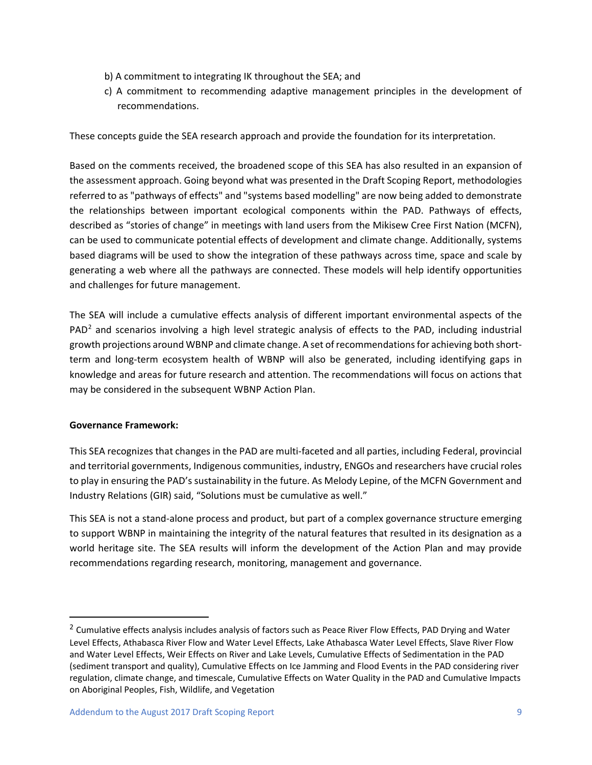b) A commitment to integrating IK throughout the SEA; and

c) A commitment to recommending adaptive management principles in the development of recommendations.

These concepts guide the SEA research approach and provide the foundation for its interpretation.

Based on the comments received, the broadened scope of this SEA has also resulted in an expansion of the assessment approach. Going beyond what was presented in the Draft Scoping Report, methodologies referred to as "pathways of effects" and "systems based modelling" are now being added to demonstrate the relationships between important ecological components within the PAD. Pathways of effects, described as "stories of change" in meetings with land users from the Mikisew Cree First Nation (MCFN), can be used to communicate potential effects of development and climate change. Additionally, systems based diagrams will be used to show the integration of these pathways across time, space and scale by generating a web where all the pathways are connected. These models will help identify opportunities and challenges for future management.

The SEA will include a cumulative effects analysis of different important environmental aspects of the PAD[2] and scenarios involving a high level strategic analysis of effects to the PAD, including industrial growth projections around WBNP and climate change. A set of recommendations for achieving both short-term and long-term ecosystem health of WBNP will also be generated, including identifying gaps in knowledge and areas for future research and attention. The recommendations will focus on actions that may be considered in the subsequent WBNP Action Plan.

**Governance Framework:**

This SEA recognizes that changes in the PAD are multi-faceted and all parties, including Federal, provincial and territorial governments, Indigenous communities, industry, ENGOs and researchers have crucial roles to play in ensuring the PAD's sustainability in the future. As Melody Lepine, of the MCFN Government and Industry Relations (GIR) said, "Solutions must be cumulative as well."

This SEA is not a stand-alone process and product, but part of a complex governance structure emerging to support WBNP in maintaining the integrity of the natural features that resulted in its designation as a world heritage site. The SEA results will inform the development of the Action Plan and may provide recommendations regarding research, monitoring, management and governance.

[2] Cumulative effects analysis includes analysis of factors such as Peace River Flow Effects, PAD Drying and Water Level Effects, Athabasca River Flow and Water Level Effects, Lake Athabasca Water Level Effects, Slave River Flow and Water Level Effects, Weir Effects on River and Lake Levels, Cumulative Effects of Sedimentation in the PAD (sediment transport and quality), Cumulative Effects on Ice Jamming and Flood Events in the PAD considering river regulation, climate change, and timescale, Cumulative Effects on Water Quality in the PAD and Cumulative Impacts on Aboriginal Peoples, Fish, Wildlife, and Vegetation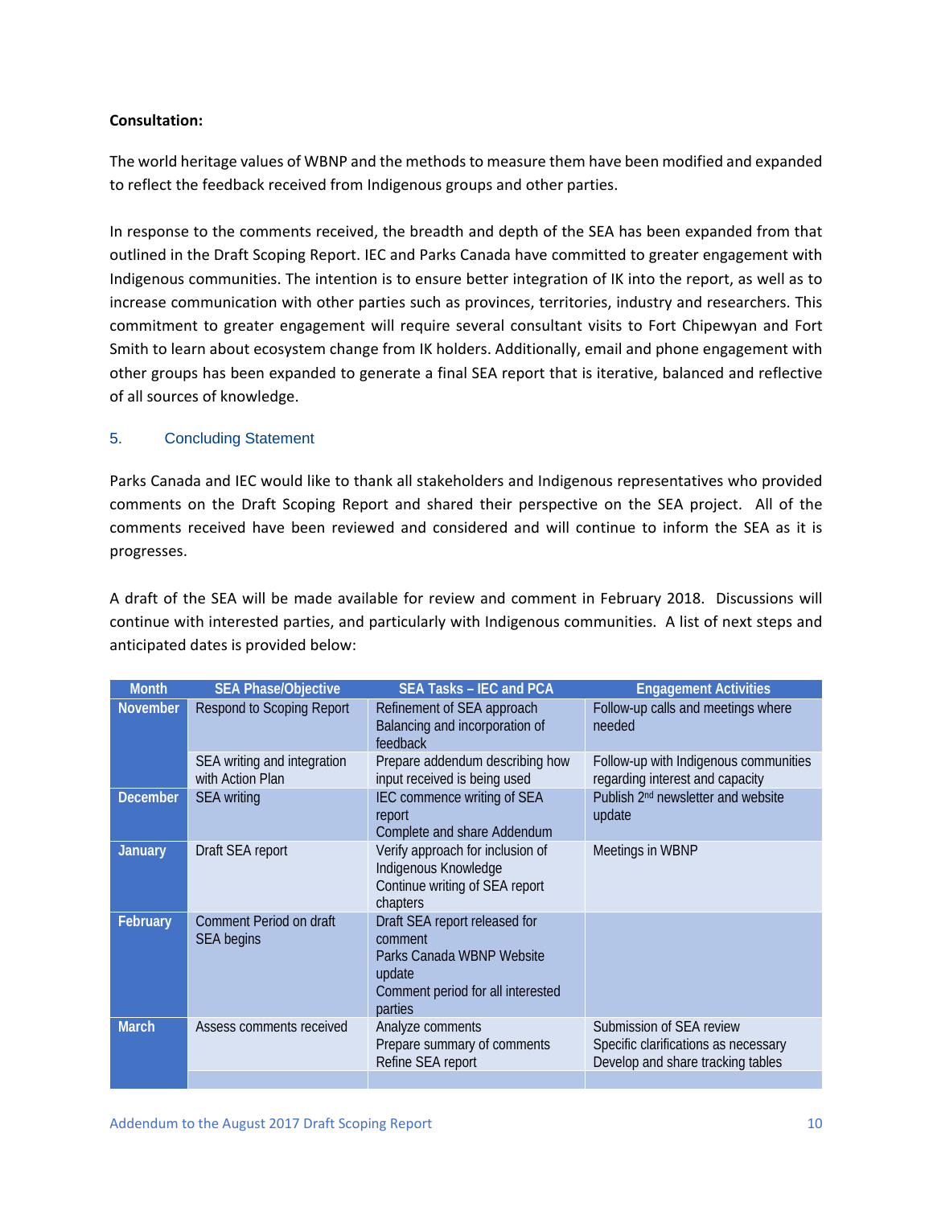**Consultation:**

The world heritage values of WBNP and the methods to measure them have been modified and expanded to reflect the feedback received from Indigenous groups and other parties.

In response to the comments received, the breadth and depth of the SEA has been expanded from that outlined in the Draft Scoping Report. IEC and Parks Canada have committed to greater engagement with Indigenous communities. The intention is to ensure better integration of IK into the report, as well as to increase communication with other parties such as provinces, territories, industry and researchers. This commitment to greater engagement will require several consultant visits to Fort Chipewyan and Fort Smith to learn about ecosystem change from IK holders. Additionally, email and phone engagement with other groups has been expanded to generate a final SEA report that is iterative, balanced and reflective of all sources of knowledge.

## 5. Concluding Statement

Parks Canada and IEC would like to thank all stakeholders and Indigenous representatives who provided comments on the Draft Scoping Report and shared their perspective on the SEA project. All of the comments received have been reviewed and considered and will continue to inform the SEA as it is progresses.

A draft of the SEA will be made available for review and comment in February 2018. Discussions will continue with interested parties, and particularly with Indigenous communities. A list of next steps and anticipated dates is provided below:

| Month | SEA Phase/Objective | SEA Tasks – IEC and PCA | Engagement Activities |
|---|---|---|---|
| November | Respond to Scoping Report | Refinement of SEA approach<br>Balancing and incorporation of feedback | Follow-up calls and meetings where needed |
| | SEA writing and integration with Action Plan | Prepare addendum describing how input received is being used | Follow-up with Indigenous communities regarding interest and capacity |
| December | SEA writing | IEC commence writing of SEA report<br>Complete and share Addendum | Publish 2nd newsletter and website update |
| January | Draft SEA report | Verify approach for inclusion of Indigenous Knowledge<br>Continue writing of SEA report chapters | Meetings in WBNP |
| February | Comment Period on draft SEA begins | Draft SEA report released for comment<br>Parks Canada WBNP Website update<br>Comment period for all interested parties | |
| March | Assess comments received | Analyze comments<br>Prepare summary of comments<br>Refine SEA report | Submission of SEA review<br>Specific clarifications as necessary<br>Develop and share tracking tables |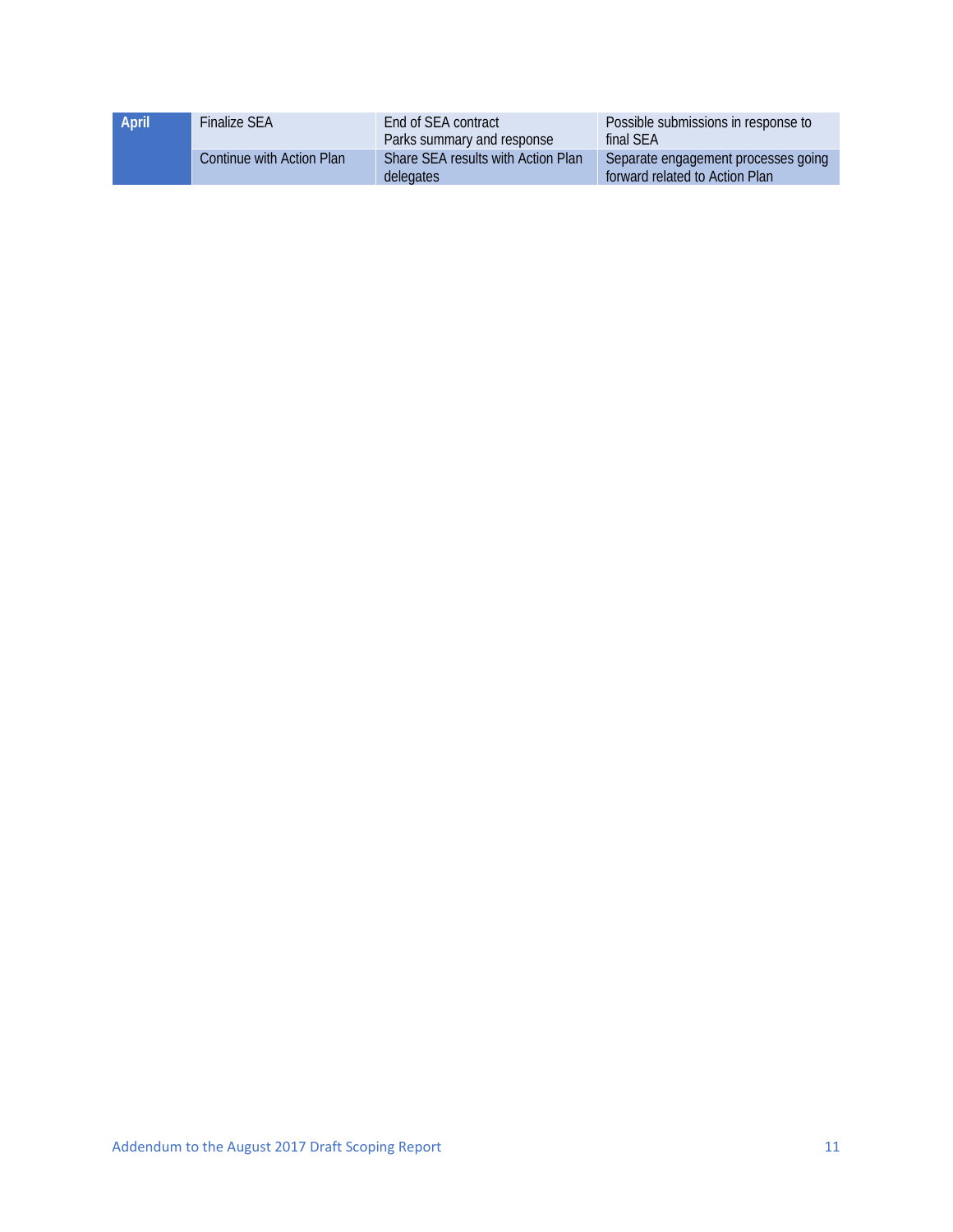| | | | |
|---|---|---|---|
| **April** | Finalize SEA | End of SEA contract<br>Parks summary and response | Possible submissions in response to final SEA |
| | Continue with Action Plan | Share SEA results with Action Plan delegates | Separate engagement processes going forward related to Action Plan |